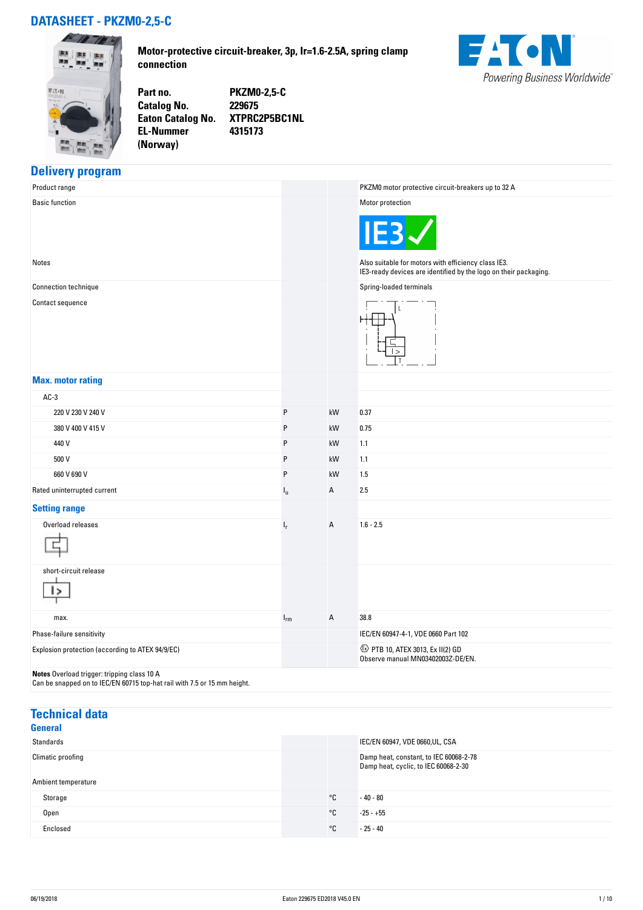# DATASHEET - PKZM0-2,5-C

**Motor-protective circuit-breaker, 3p, Ir=1.6-2.5A, spring clamp connection**

| | |
|---|---|
| **Part no.** | **PKZM0-2,5-C** |
| **Catalog No.** | **229675** |
| **Eaton Catalog No.** | **XTPRC2P5BC1NL** |
| **EL-Nummer (Norway)** | **4315173** |

## Delivery program

| | | | |
|---|---|---|---|
| Product range | | | PKZM0 motor protective circuit-breakers up to 32 A |
| Basic function | | | Motor protection |
| Notes | | | Also suitable for motors with efficiency class IE3.<br>IE3-ready devices are identified by the logo on their packaging. |
| Connection technique | | | Spring-loaded terminals |
| Contact sequence | | | |
| **Max. motor rating** | | | |
| AC-3 | | | |
| 220 V 230 V 240 V | P | kW | 0.37 |
| 380 V 400 V 415 V | P | kW | 0.75 |
| 440 V | P | kW | 1.1 |
| 500 V | P | kW | 1.1 |
| 660 V 690 V | P | kW | 1.5 |
| Rated uninterrupted current | $I_u$ | A | 2.5 |
| **Setting range** | | | |
| Overload releases | $I_r$ | A | 1.6 - 2.5 |
| short-circuit release | | | |
| max. | $I_{rm}$ | A | 38.8 |
| Phase-failure sensitivity | | | IEC/EN 60947-4-1, VDE 0660 Part 102 |
| Explosion protection (according to ATEX 94/9/EC) | | | PTB 10, ATEX 3013, Ex II(2) GD<br>Observe manual MN03402003Z-DE/EN. |

**Notes** Overload trigger: tripping class 10 A
Can be snapped on to IEC/EN 60715 top-hat rail with 7.5 or 15 mm height.

## Technical data

### General

| | | | |
|---|---|---|---|
| Standards | | | IEC/EN 60947, VDE 0660,UL, CSA |
| Climatic proofing | | | Damp heat, constant, to IEC 60068-2-78<br>Damp heat, cyclic, to IEC 60068-2-30 |
| Ambient temperature | | | |
| Storage | | °C | - 40 - 80 |
| Open | | °C | -25 - +55 |
| Enclosed | | °C | - 25 - 40 |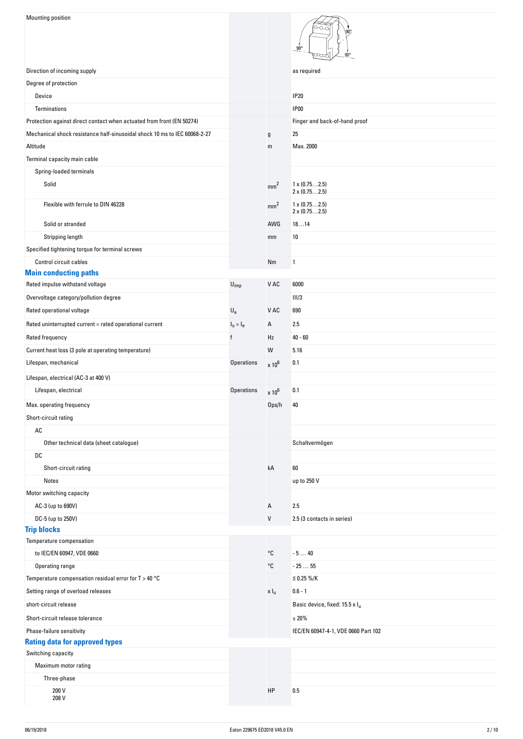| | | | |
|---|---|---|---|
| Mounting position | | | |
| Direction of incoming supply | | | as required |
| Degree of protection | | | |
| Device | | | IP20 |
| Terminations | | | IP00 |
| Protection against direct contact when actuated from front (EN 50274) | | | Finger and back-of-hand proof |
| Mechanical shock resistance half-sinusoidal shock 10 ms to IEC 60068-2-27 | | g | 25 |
| Altitude | | m | Max. 2000 |
| Terminal capacity main cable | | | |
| Spring-loaded terminals | | | |
| Solid | | $mm^2$ | 1 x (0.75…2.5)<br>2 x (0.75…2.5) |
| Flexible with ferrule to DIN 46228 | | $mm^2$ | 1 x (0.75…2.5)<br>2 x (0.75…2.5) |
| Solid or stranded | | AWG | 18…14 |
| Stripping length | | mm | 10 |
| Specified tightening torque for terminal screws | | | |
| Control circuit cables | | Nm | 1 |

## Main conducting paths

| | | | |
|---|---|---|---|
| Rated impulse withstand voltage | $U_{imp}$ | V AC | 6000 |
| Overvoltage category/pollution degree | | | III/3 |
| Rated operational voltage | $U_e$ | V AC | 690 |
| Rated uninterrupted current = rated operational current | $I_u = I_e$ | A | 2.5 |
| Rated frequency | f | Hz | 40 - 60 |
| Current heat loss (3 pole at operating temperature) | | W | 5.16 |
| Lifespan, mechanical | Operations | x $10^6$ | 0.1 |
| Lifespan, electrical (AC-3 at 400 V) | | | |
| Lifespan, electrical | Operations | x $10^6$ | 0.1 |
| Max. operating frequency | | Ops/h | 40 |
| Short-circuit rating | | | |
| AC | | | |
| Other technical data (sheet catalogue) | | | Schaltvermögen |
| DC | | | |
| Short-circuit rating | | kA | 60 |
| Notes | | | up to 250 V |
| Motor switching capacity | | | |
| AC-3 (up to 690V) | | A | 2.5 |
| DC-5 (up to 250V) | | V | 2.5 (3 contacts in series) |

## Trip blocks

| | | | |
|---|---|---|---|
| Temperature compensation | | | |
| to IEC/EN 60947, VDE 0660 | | °C | - 5 … 40 |
| Operating range | | °C | - 25 … 55 |
| Temperature compensation residual error for T > 40 °C | | | ≦ 0.25 %/K |
| Setting range of overload releases | | x $I_u$ | 0.6 - 1 |
| short-circuit release | | | Basic device, fixed: 15.5 x $I_u$ |
| Short-circuit release tolerance | | | ± 20% |
| Phase-failure sensitivity | | | IEC/EN 60947-4-1, VDE 0660 Part 102 |

## Rating data for approved types

| | | | |
|---|---|---|---|
| Switching capacity | | | |
| Maximum motor rating | | | |
| Three-phase | | | |
| 200 V<br>208 V | | HP | 0.5 |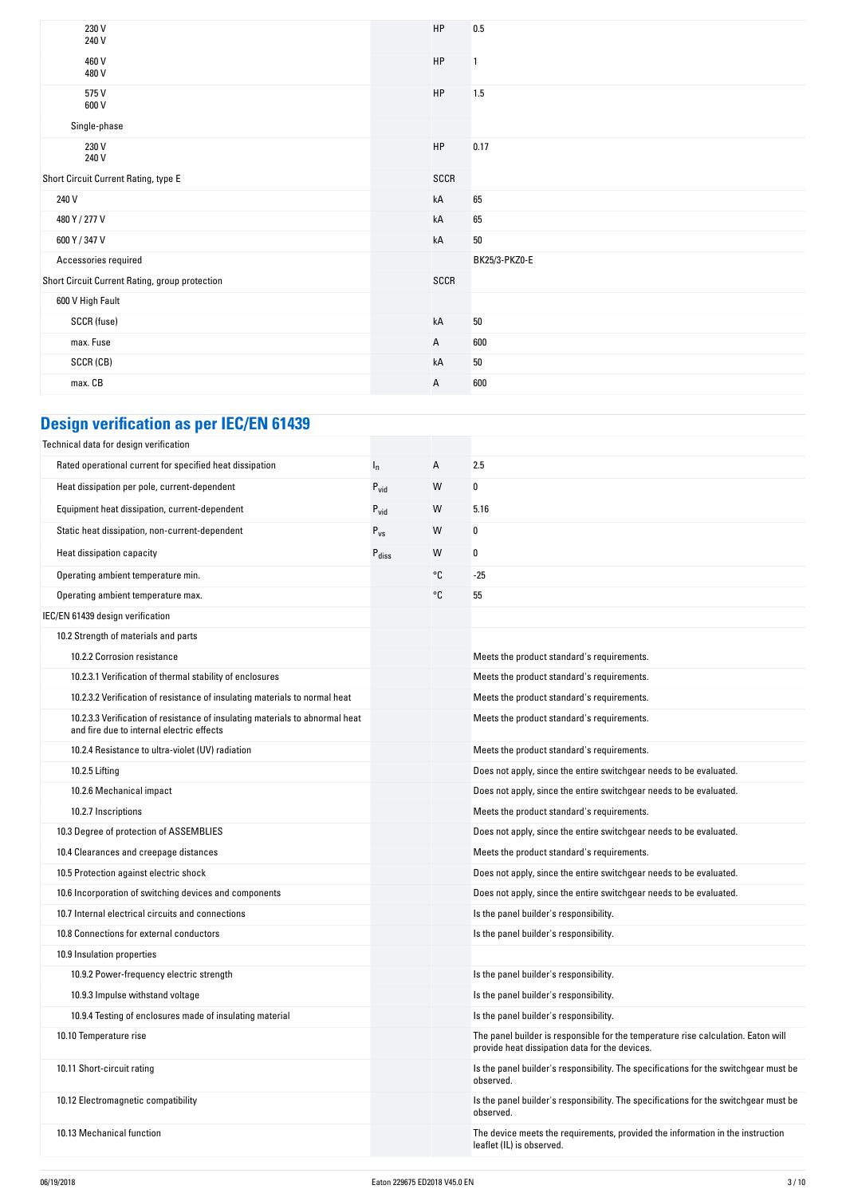| | | |
|---|---|---|
| 230 V<br>240 V | HP | 0.5 |
| 460 V<br>480 V | HP | 1 |
| 575 V<br>600 V | HP | 1.5 |
| Single-phase | | |
| 230 V<br>240 V | HP | 0.17 |
| Short Circuit Current Rating, type E | SCCR | |
| 240 V | kA | 65 |
| 480 Y / 277 V | kA | 65 |
| 600 Y / 347 V | kA | 50 |
| Accessories required | | BK25/3-PKZ0-E |
| Short Circuit Current Rating, group protection | SCCR | |
| 600 V High Fault | | |
| SCCR (fuse) | kA | 50 |
| max. Fuse | A | 600 |
| SCCR (CB) | kA | 50 |
| max. CB | A | 600 |

## Design verification as per IEC/EN 61439

| | | | |
|---|---|---|---|
| Technical data for design verification | | | |
| Rated operational current for specified heat dissipation | $I_n$ | A | 2.5 |
| Heat dissipation per pole, current-dependent | $P_{vid}$ | W | 0 |
| Equipment heat dissipation, current-dependent | $P_{vid}$ | W | 5.16 |
| Static heat dissipation, non-current-dependent | $P_{vs}$ | W | 0 |
| Heat dissipation capacity | $P_{diss}$ | W | 0 |
| Operating ambient temperature min. | | °C | -25 |
| Operating ambient temperature max. | | °C | 55 |
| IEC/EN 61439 design verification | | | |
| 10.2 Strength of materials and parts | | | |
| 10.2.2 Corrosion resistance | | | Meets the product standard's requirements. |
| 10.2.3.1 Verification of thermal stability of enclosures | | | Meets the product standard's requirements. |
| 10.2.3.2 Verification of resistance of insulating materials to normal heat | | | Meets the product standard's requirements. |
| 10.2.3.3 Verification of resistance of insulating materials to abnormal heat and fire due to internal electric effects | | | Meets the product standard's requirements. |
| 10.2.4 Resistance to ultra-violet (UV) radiation | | | Meets the product standard's requirements. |
| 10.2.5 Lifting | | | Does not apply, since the entire switchgear needs to be evaluated. |
| 10.2.6 Mechanical impact | | | Does not apply, since the entire switchgear needs to be evaluated. |
| 10.2.7 Inscriptions | | | Meets the product standard's requirements. |
| 10.3 Degree of protection of ASSEMBLIES | | | Does not apply, since the entire switchgear needs to be evaluated. |
| 10.4 Clearances and creepage distances | | | Meets the product standard's requirements. |
| 10.5 Protection against electric shock | | | Does not apply, since the entire switchgear needs to be evaluated. |
| 10.6 Incorporation of switching devices and components | | | Does not apply, since the entire switchgear needs to be evaluated. |
| 10.7 Internal electrical circuits and connections | | | Is the panel builder's responsibility. |
| 10.8 Connections for external conductors | | | Is the panel builder's responsibility. |
| 10.9 Insulation properties | | | |
| 10.9.2 Power-frequency electric strength | | | Is the panel builder's responsibility. |
| 10.9.3 Impulse withstand voltage | | | Is the panel builder's responsibility. |
| 10.9.4 Testing of enclosures made of insulating material | | | Is the panel builder's responsibility. |
| 10.10 Temperature rise | | | The panel builder is responsible for the temperature rise calculation. Eaton will provide heat dissipation data for the devices. |
| 10.11 Short-circuit rating | | | Is the panel builder's responsibility. The specifications for the switchgear must be observed. |
| 10.12 Electromagnetic compatibility | | | Is the panel builder's responsibility. The specifications for the switchgear must be observed. |
| 10.13 Mechanical function | | | The device meets the requirements, provided the information in the instruction leaflet (IL) is observed. |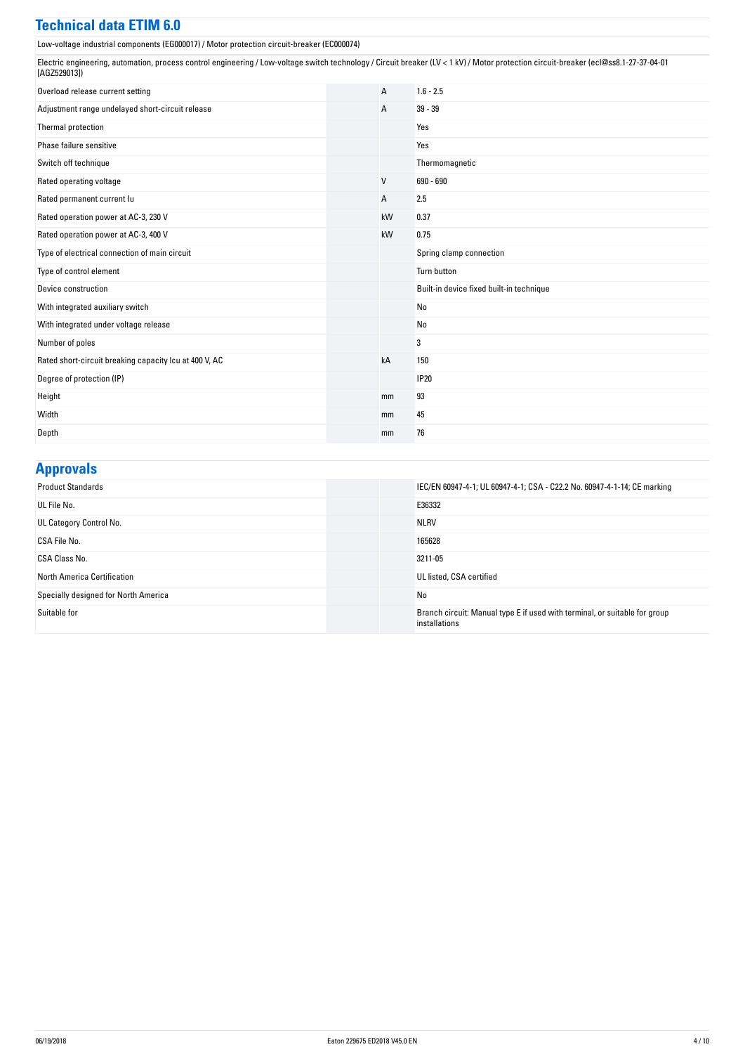## Technical data ETIM 6.0

Low-voltage industrial components (EG000017) / Motor protection circuit-breaker (EC000074)

Electric engineering, automation, process control engineering / Low-voltage switch technology / Circuit breaker (LV < 1 kV) / Motor protection circuit-breaker (ecl@ss8.1-27-37-04-01 [AGZ529013])

| | | |
|---|---|---|
| Overload release current setting | A | 1.6 - 2.5 |
| Adjustment range undelayed short-circuit release | A | 39 - 39 |
| Thermal protection | | Yes |
| Phase failure sensitive | | Yes |
| Switch off technique | | Thermomagnetic |
| Rated operating voltage | V | 690 - 690 |
| Rated permanent current Iu | A | 2.5 |
| Rated operation power at AC-3, 230 V | kW | 0.37 |
| Rated operation power at AC-3, 400 V | kW | 0.75 |
| Type of electrical connection of main circuit | | Spring clamp connection |
| Type of control element | | Turn button |
| Device construction | | Built-in device fixed built-in technique |
| With integrated auxiliary switch | | No |
| With integrated under voltage release | | No |
| Number of poles | | 3 |
| Rated short-circuit breaking capacity Icu at 400 V, AC | kA | 150 |
| Degree of protection (IP) | | IP20 |
| Height | mm | 93 |
| Width | mm | 45 |
| Depth | mm | 76 |

## Approvals

| | | |
|---|---|---|
| Product Standards | | IEC/EN 60947-4-1; UL 60947-4-1; CSA - C22.2 No. 60947-4-1-14; CE marking |
| UL File No. | | E36332 |
| UL Category Control No. | | NLRV |
| CSA File No. | | 165628 |
| CSA Class No. | | 3211-05 |
| North America Certification | | UL listed, CSA certified |
| Specially designed for North America | | No |
| Suitable for | | Branch circuit: Manual type E if used with terminal, or suitable for group installations |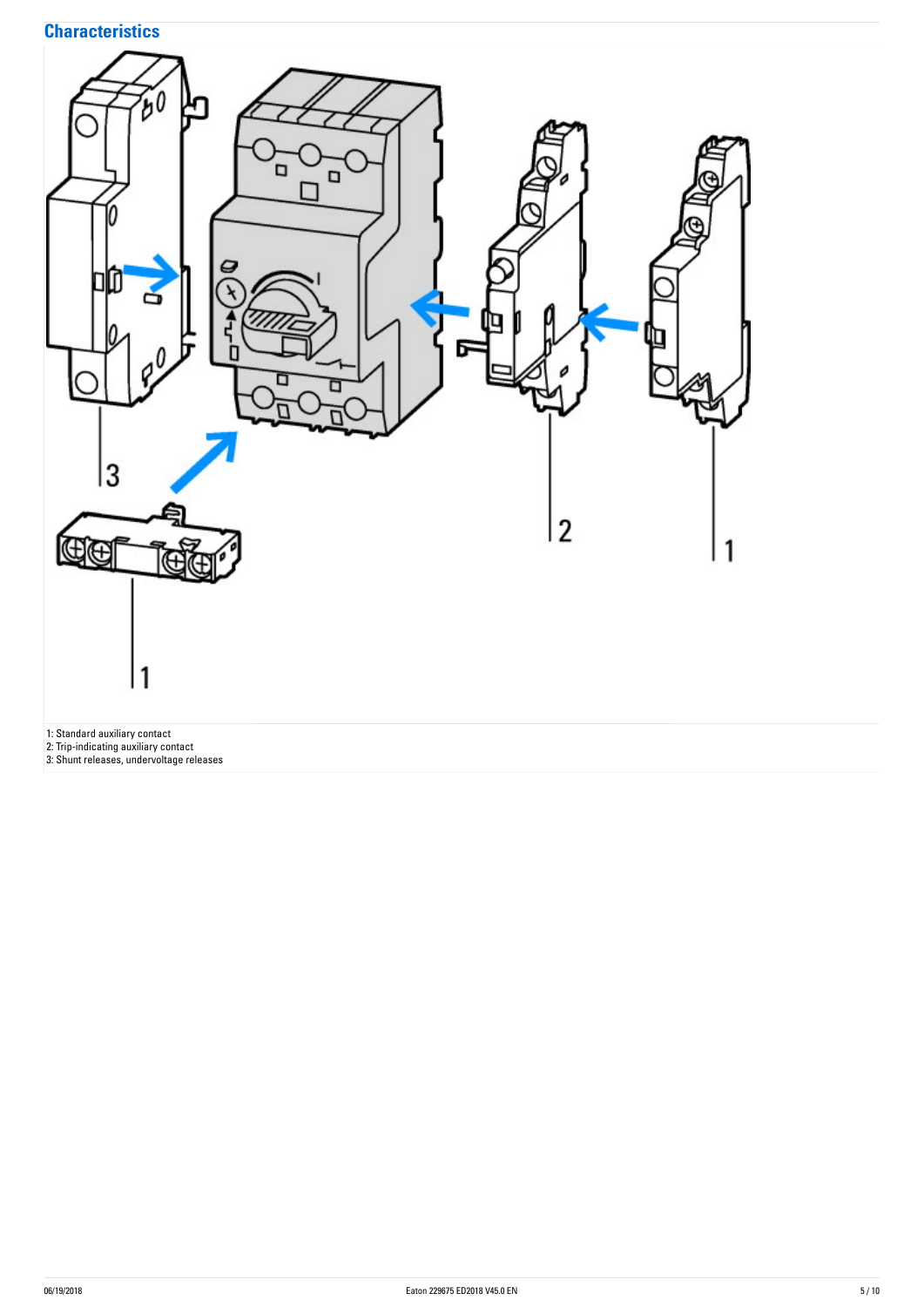## Characteristics

1: Standard auxiliary contact
2: Trip-indicating auxiliary contact
3: Shunt releases, undervoltage releases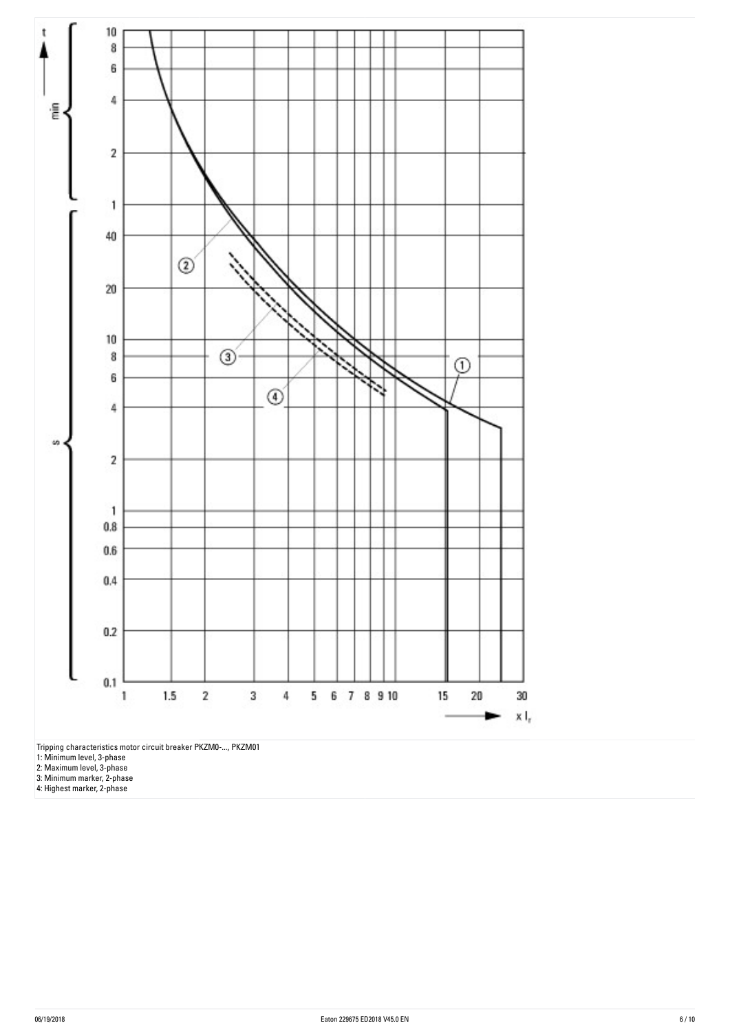Tripping characteristics motor circuit breaker PKZM0-..., PKZM01

1: Minimum level, 3-phase
2: Maximum level, 3-phase
3: Minimum marker, 2-phase
4: Highest marker, 2-phase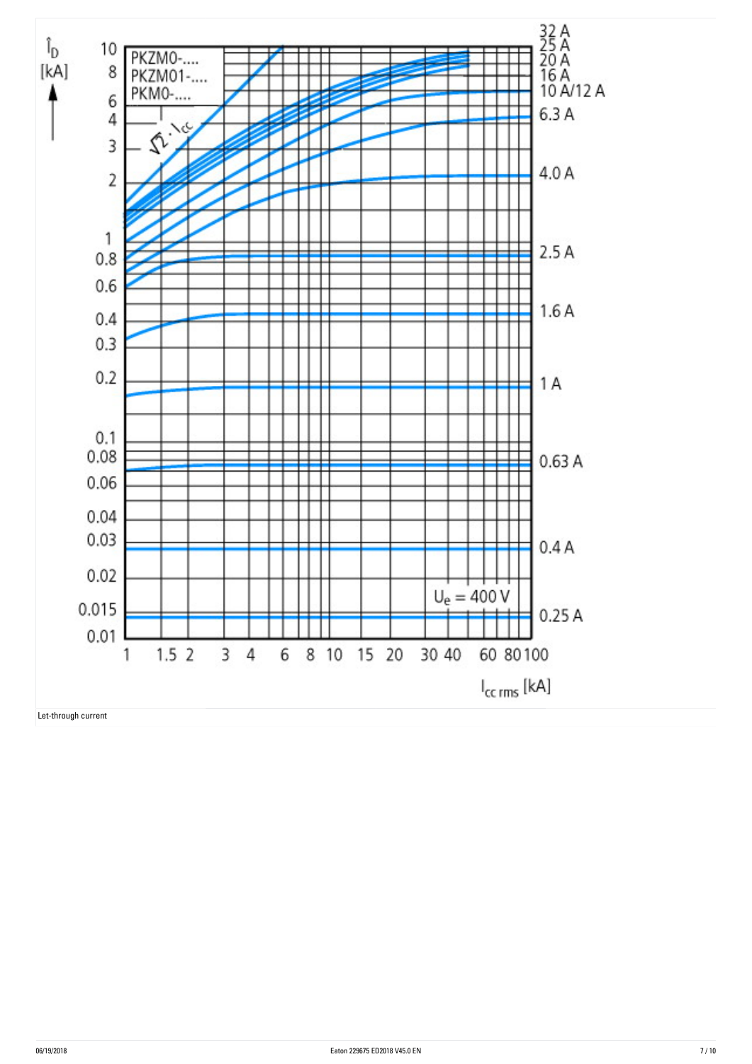Let-through current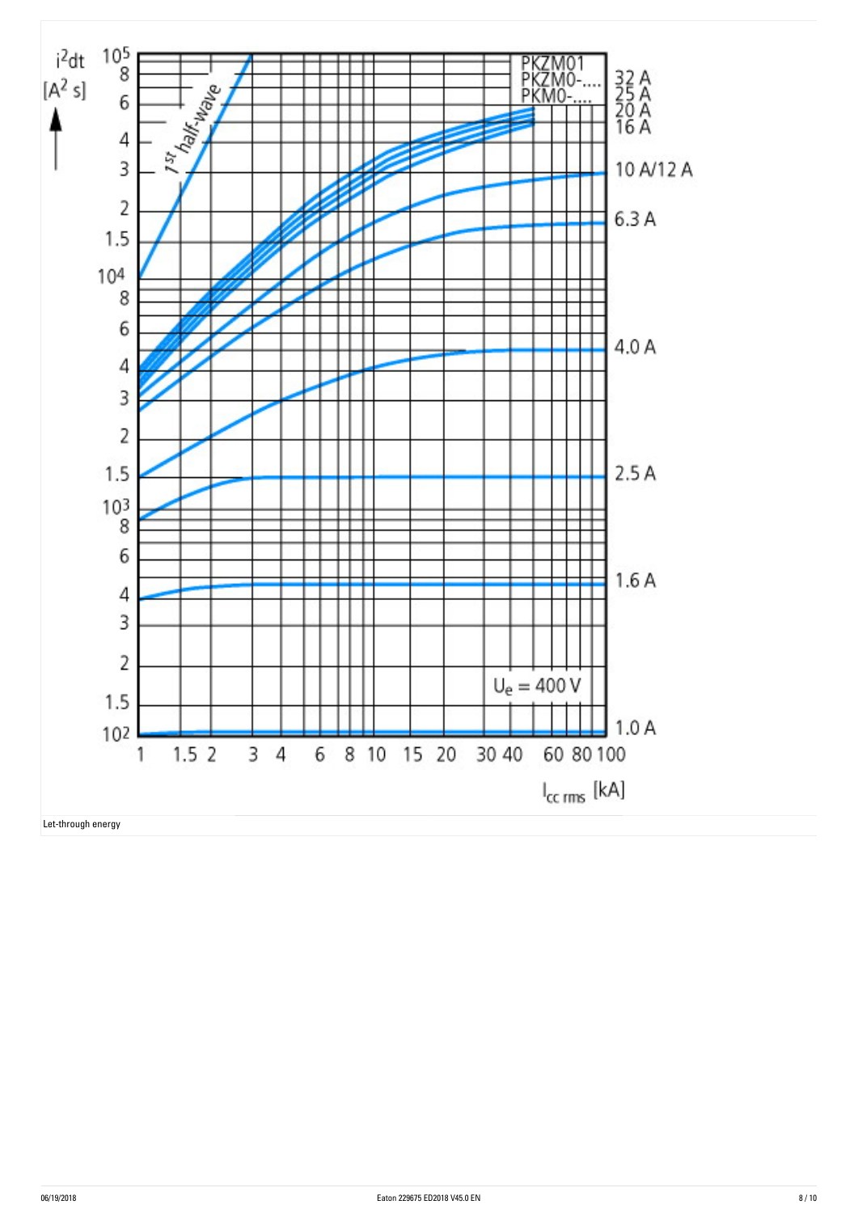Let-through energy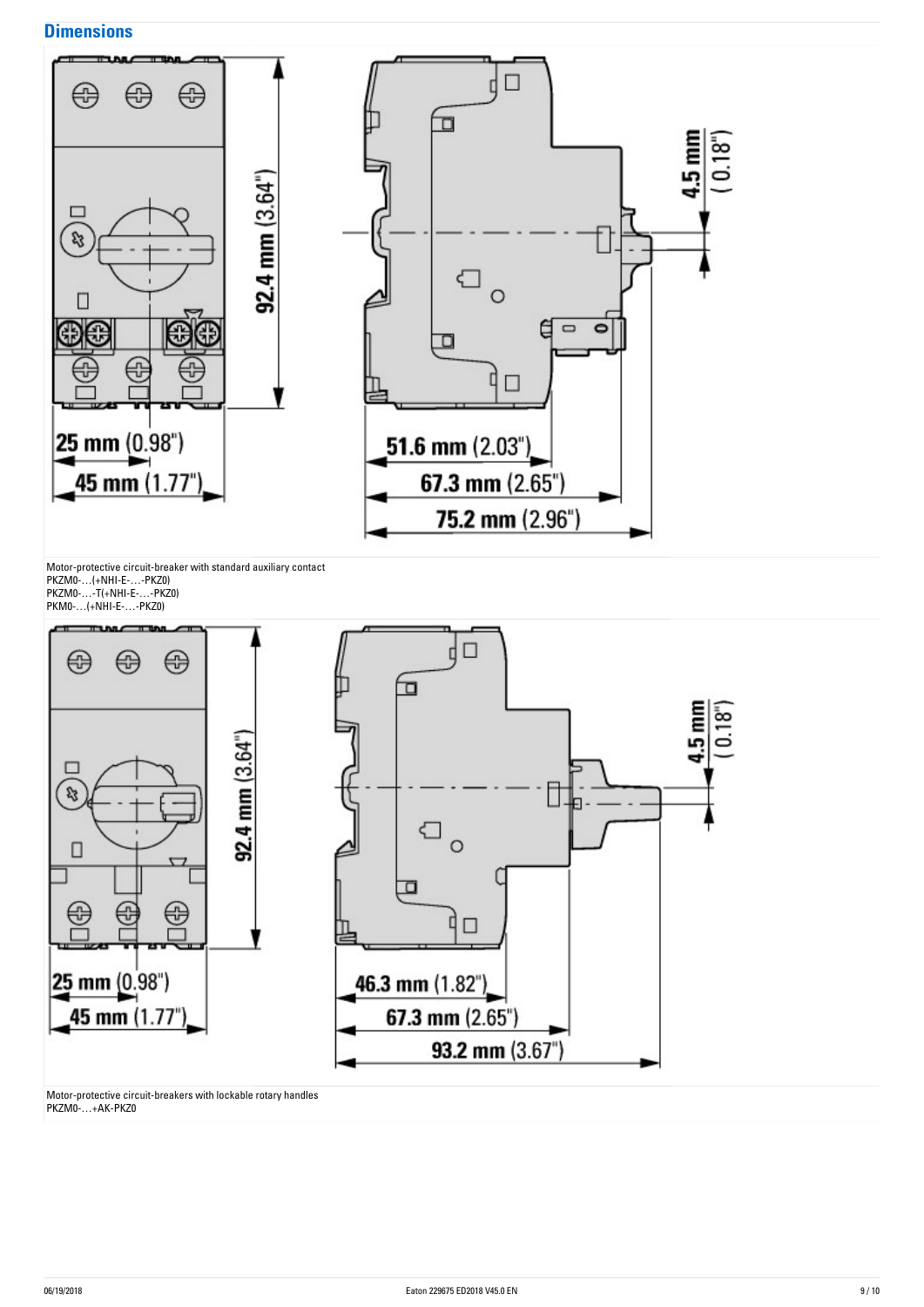## Dimensions

25 mm (0.98")
45 mm (1.77")
92.4 mm (3.64")
51.6 mm (2.03")
67.3 mm (2.65")
75.2 mm (2.96")
4.5 mm (0.18")

Motor-protective circuit-breaker with standard auxiliary contact
PKZM0-…(+NHI-E-…-PKZ0)
PKZM0-…-T(+NHI-E-…-PKZ0)
PKM0-…(+NHI-E-…-PKZ0)

25 mm (0.98")
45 mm (1.77")
92.4 mm (3.64")
46.3 mm (1.82")
67.3 mm (2.65")
93.2 mm (3.67")
4.5 mm (0.18")

Motor-protective circuit-breakers with lockable rotary handles
PKZM0-…+AK-PKZ0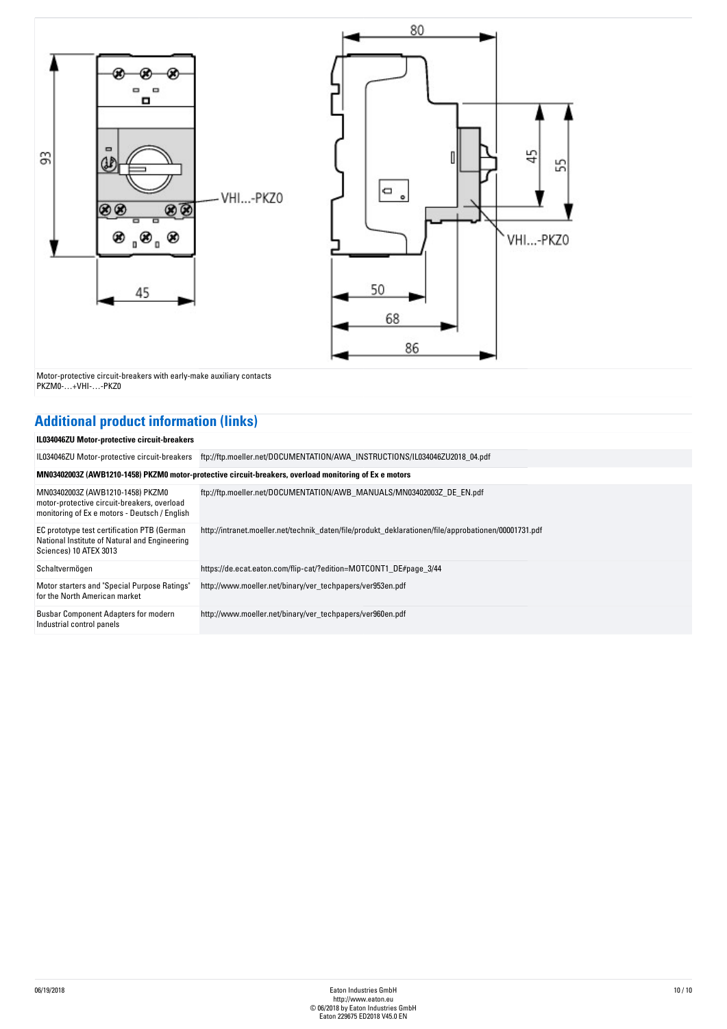93

45

VHI...-PKZ0

80

45

55

VHI...-PKZ0

50

68

86

Motor-protective circuit-breakers with early-make auxiliary contacts
PKZM0-…+VHI-…-PKZ0

## Additional product information (links)

**IL034046ZU Motor-protective circuit-breakers**

| | |
|---|---|
| IL034046ZU Motor-protective circuit-breakers | ftp://ftp.moeller.net/DOCUMENTATION/AWA_INSTRUCTIONS/IL034046ZU2018_04.pdf |

**MN03402003Z (AWB1210-1458) PKZM0 motor-protective circuit-breakers, overload monitoring of Ex e motors**

| | |
|---|---|
| MN03402003Z (AWB1210-1458) PKZM0 motor-protective circuit-breakers, overload monitoring of Ex e motors - Deutsch / English | ftp://ftp.moeller.net/DOCUMENTATION/AWB_MANUALS/MN03402003Z_DE_EN.pdf |
| EC prototype test certification PTB (German National Institute of Natural and Engineering Sciences) 10 ATEX 3013 | http://intranet.moeller.net/technik_daten/file/produkt_deklarationen/file/approbationen/00001731.pdf |
| Schaltvermögen | https://de.ecat.eaton.com/flip-cat/?edition=MOTCONT1_DE#page_3/44 |
| Motor starters and "Special Purpose Ratings" for the North American market | http://www.moeller.net/binary/ver_techpapers/ver953en.pdf |
| Busbar Component Adapters for modern Industrial control panels | http://www.moeller.net/binary/ver_techpapers/ver960en.pdf |